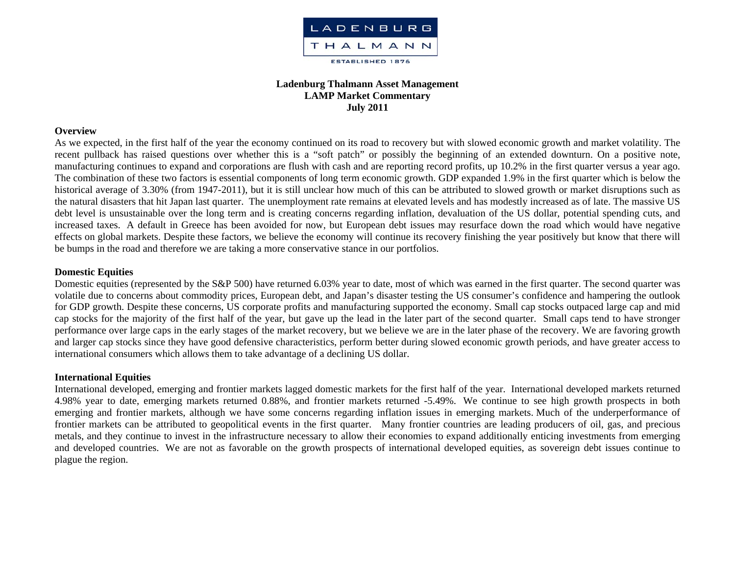LADENBURG THALMANN

ESTABLISHED 1876

**Ladenburg Thalmann Asset Management**
**LAMP Market Commentary**
**July 2011**

## Overview

As we expected, in the first half of the year the economy continued on its road to recovery but with slowed economic growth and market volatility. The recent pullback has raised questions over whether this is a "soft patch" or possibly the beginning of an extended downturn. On a positive note, manufacturing continues to expand and corporations are flush with cash and are reporting record profits, up 10.2% in the first quarter versus a year ago. The combination of these two factors is essential components of long term economic growth. GDP expanded 1.9% in the first quarter which is below the historical average of 3.30% (from 1947-2011), but it is still unclear how much of this can be attributed to slowed growth or market disruptions such as the natural disasters that hit Japan last quarter. The unemployment rate remains at elevated levels and has modestly increased as of late. The massive US debt level is unsustainable over the long term and is creating concerns regarding inflation, devaluation of the US dollar, potential spending cuts, and increased taxes. A default in Greece has been avoided for now, but European debt issues may resurface down the road which would have negative effects on global markets. Despite these factors, we believe the economy will continue its recovery finishing the year positively but know that there will be bumps in the road and therefore we are taking a more conservative stance in our portfolios.

## Domestic Equities

Domestic equities (represented by the S&P 500) have returned 6.03% year to date, most of which was earned in the first quarter. The second quarter was volatile due to concerns about commodity prices, European debt, and Japan's disaster testing the US consumer's confidence and hampering the outlook for GDP growth. Despite these concerns, US corporate profits and manufacturing supported the economy. Small cap stocks outpaced large cap and mid cap stocks for the majority of the first half of the year, but gave up the lead in the later part of the second quarter. Small caps tend to have stronger performance over large caps in the early stages of the market recovery, but we believe we are in the later phase of the recovery. We are favoring growth and larger cap stocks since they have good defensive characteristics, perform better during slowed economic growth periods, and have greater access to international consumers which allows them to take advantage of a declining US dollar.

## International Equities

International developed, emerging and frontier markets lagged domestic markets for the first half of the year. International developed markets returned 4.98% year to date, emerging markets returned 0.88%, and frontier markets returned -5.49%. We continue to see high growth prospects in both emerging and frontier markets, although we have some concerns regarding inflation issues in emerging markets. Much of the underperformance of frontier markets can be attributed to geopolitical events in the first quarter. Many frontier countries are leading producers of oil, gas, and precious metals, and they continue to invest in the infrastructure necessary to allow their economies to expand additionally enticing investments from emerging and developed countries. We are not as favorable on the growth prospects of international developed equities, as sovereign debt issues continue to plague the region.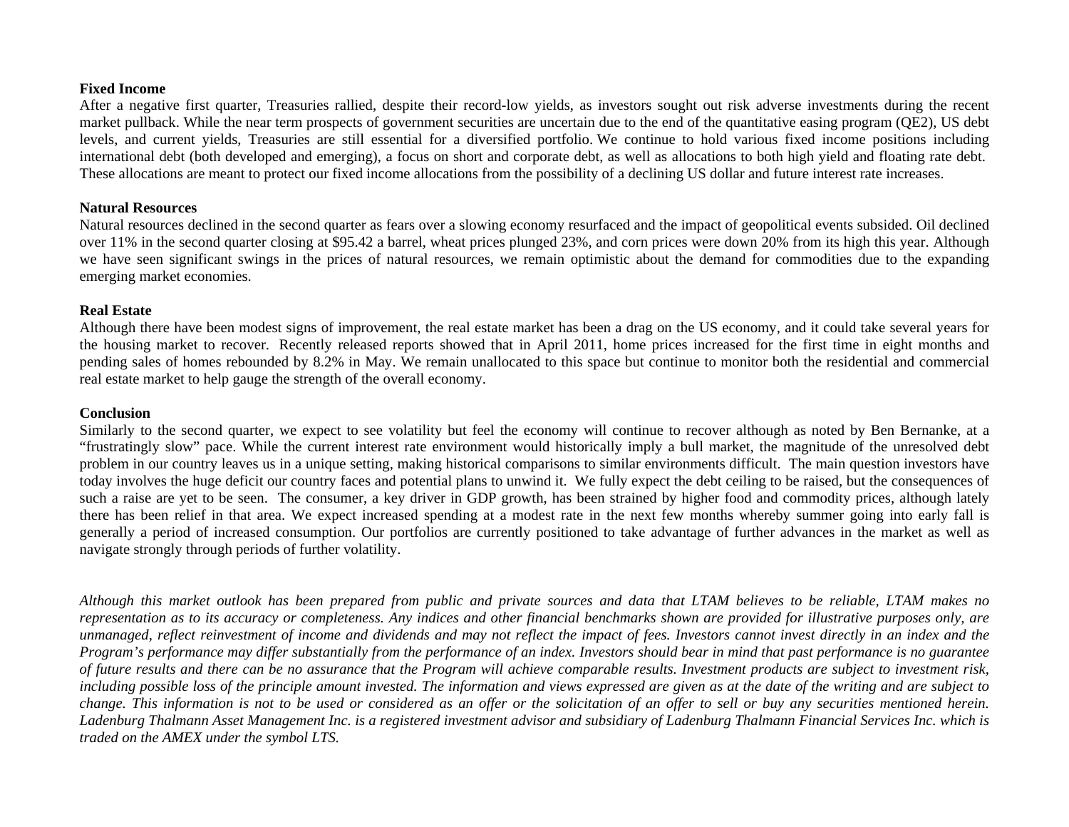**Fixed Income**

After a negative first quarter, Treasuries rallied, despite their record-low yields, as investors sought out risk adverse investments during the recent market pullback. While the near term prospects of government securities are uncertain due to the end of the quantitative easing program (QE2), US debt levels, and current yields, Treasuries are still essential for a diversified portfolio. We continue to hold various fixed income positions including international debt (both developed and emerging), a focus on short and corporate debt, as well as allocations to both high yield and floating rate debt. These allocations are meant to protect our fixed income allocations from the possibility of a declining US dollar and future interest rate increases.

**Natural Resources**

Natural resources declined in the second quarter as fears over a slowing economy resurfaced and the impact of geopolitical events subsided. Oil declined over 11% in the second quarter closing at $95.42 a barrel, wheat prices plunged 23%, and corn prices were down 20% from its high this year. Although we have seen significant swings in the prices of natural resources, we remain optimistic about the demand for commodities due to the expanding emerging market economies.

**Real Estate**

Although there have been modest signs of improvement, the real estate market has been a drag on the US economy, and it could take several years for the housing market to recover. Recently released reports showed that in April 2011, home prices increased for the first time in eight months and pending sales of homes rebounded by 8.2% in May. We remain unallocated to this space but continue to monitor both the residential and commercial real estate market to help gauge the strength of the overall economy.

**Conclusion**

Similarly to the second quarter, we expect to see volatility but feel the economy will continue to recover although as noted by Ben Bernanke, at a "frustratingly slow" pace. While the current interest rate environment would historically imply a bull market, the magnitude of the unresolved debt problem in our country leaves us in a unique setting, making historical comparisons to similar environments difficult. The main question investors have today involves the huge deficit our country faces and potential plans to unwind it. We fully expect the debt ceiling to be raised, but the consequences of such a raise are yet to be seen. The consumer, a key driver in GDP growth, has been strained by higher food and commodity prices, although lately there has been relief in that area. We expect increased spending at a modest rate in the next few months whereby summer going into early fall is generally a period of increased consumption. Our portfolios are currently positioned to take advantage of further advances in the market as well as navigate strongly through periods of further volatility.

*Although this market outlook has been prepared from public and private sources and data that LTAM believes to be reliable, LTAM makes no representation as to its accuracy or completeness. Any indices and other financial benchmarks shown are provided for illustrative purposes only, are unmanaged, reflect reinvestment of income and dividends and may not reflect the impact of fees. Investors cannot invest directly in an index and the Program's performance may differ substantially from the performance of an index. Investors should bear in mind that past performance is no guarantee of future results and there can be no assurance that the Program will achieve comparable results. Investment products are subject to investment risk, including possible loss of the principle amount invested. The information and views expressed are given as at the date of the writing and are subject to change. This information is not to be used or considered as an offer or the solicitation of an offer to sell or buy any securities mentioned herein. Ladenburg Thalmann Asset Management Inc. is a registered investment advisor and subsidiary of Ladenburg Thalmann Financial Services Inc. which is traded on the AMEX under the symbol LTS.*